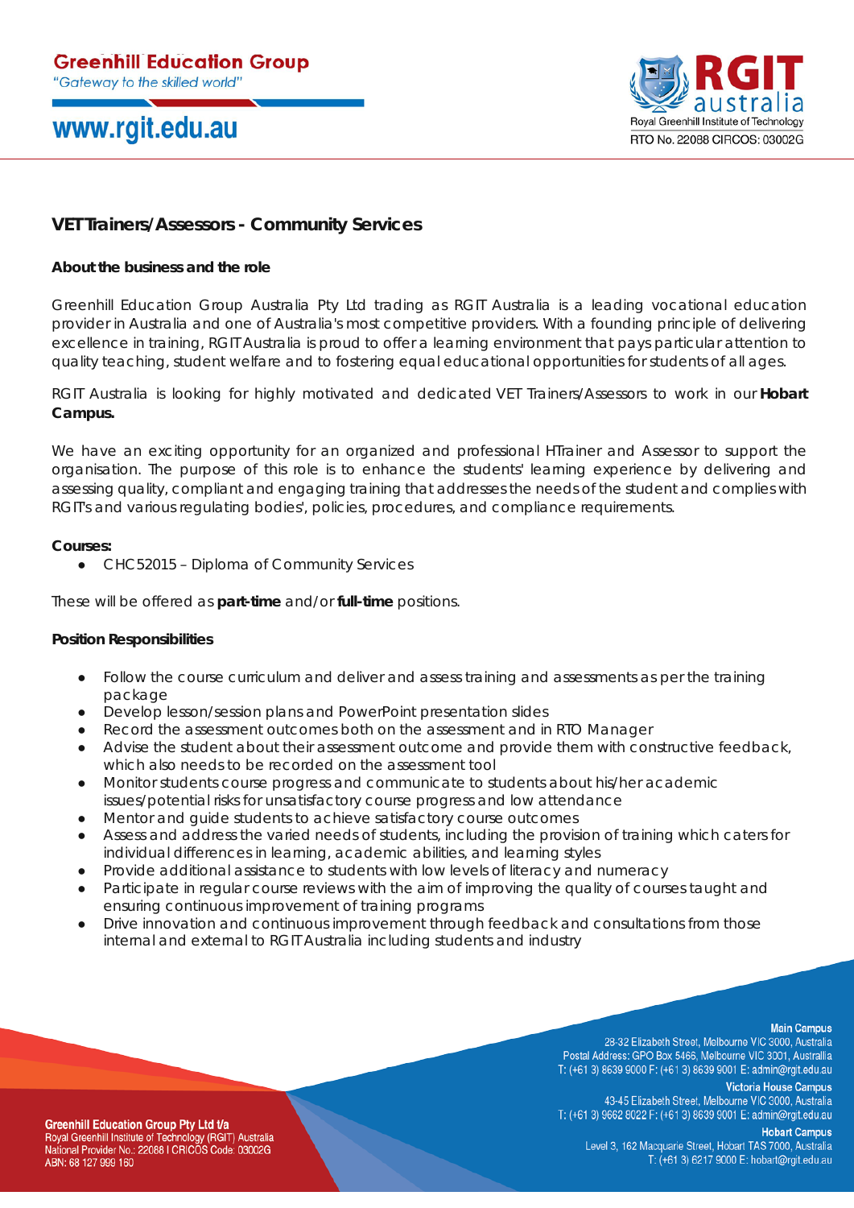## VET Trainers/Assessors - Community Services

### About the business and the role

Greenhill Education Group Australia Pty Ltd trading as RGIT Australia is a leading vocational education provider in Australia and one of Australia's most competitive providers. With a founding principle of delivering excellence in training, RGIT Australia is proud to offer a learning environment that pays particular attention to quality teaching, student welfare and to fostering equal educational opportunities for students of all ages.

RGIT Australia is looking for highly motivated and dedicated VET Trainers/Assessors to work in our **Hobart Campus.**

We have an exciting opportunity for an organized and professional HTrainer and Assessor to support the organisation. The purpose of this role is to enhance the students' learning experience by delivering and assessing quality, compliant and engaging training that addresses the needs of the student and complies with RGIT's and various regulating bodies', policies, procedures, and compliance requirements.

**Courses:**

- CHC52015 – Diploma of Community Services

These will be offered as **part-time** and/or **full-time** positions.

### Position Responsibilities

- Follow the course curriculum and deliver and assess training and assessments as per the training package
- Develop lesson/session plans and PowerPoint presentation slides
- Record the assessment outcomes both on the assessment and in RTO Manager
- Advise the student about their assessment outcome and provide them with constructive feedback, which also needs to be recorded on the assessment tool
- Monitor students course progress and communicate to students about his/her academic issues/potential risks for unsatisfactory course progress and low attendance
- Mentor and guide students to achieve satisfactory course outcomes
- Assess and address the varied needs of students, including the provision of training which caters for individual differences in learning, academic abilities, and learning styles
- Provide additional assistance to students with low levels of literacy and numeracy
- Participate in regular course reviews with the aim of improving the quality of courses taught and ensuring continuous improvement of training programs
- Drive innovation and continuous improvement through feedback and consultations from those internal and external to RGIT Australia including students and industry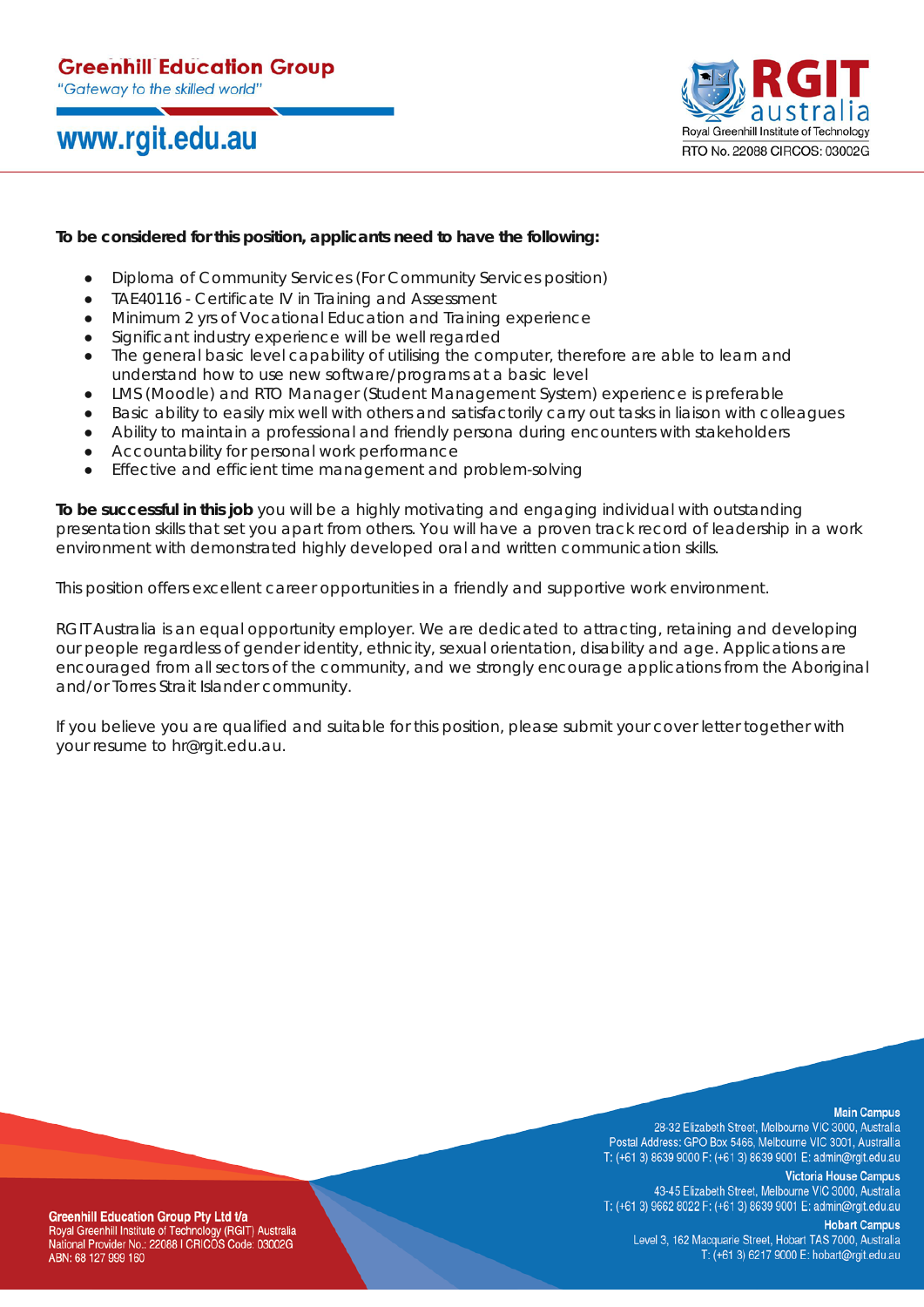**To be considered for this position, applicants need to have the following:**

- Diploma of Community Services (For Community Services position)
- TAE40116 - Certificate IV in Training and Assessment
- Minimum 2 yrs of Vocational Education and Training experience
- Significant industry experience will be well regarded
- The general basic level capability of utilising the computer, therefore are able to learn and understand how to use new software/programs at a basic level
- LMS (Moodle) and RTO Manager (Student Management System) experience is preferable
- Basic ability to easily mix well with others and satisfactorily carry out tasks in liaison with colleagues
- Ability to maintain a professional and friendly persona during encounters with stakeholders
- Accountability for personal work performance
- Effective and efficient time management and problem-solving

**To be successful in this job** you will be a highly motivating and engaging individual with outstanding presentation skills that set you apart from others. You will have a proven track record of leadership in a work environment with demonstrated highly developed oral and written communication skills.

This position offers excellent career opportunities in a friendly and supportive work environment.

RGIT Australia is an equal opportunity employer. We are dedicated to attracting, retaining and developing our people regardless of gender identity, ethnicity, sexual orientation, disability and age. Applications are encouraged from all sectors of the community, and we strongly encourage applications from the Aboriginal and/or Torres Strait Islander community.

If you believe you are qualified and suitable for this position, please submit your cover letter together with your resume to hr@rgit.edu.au.